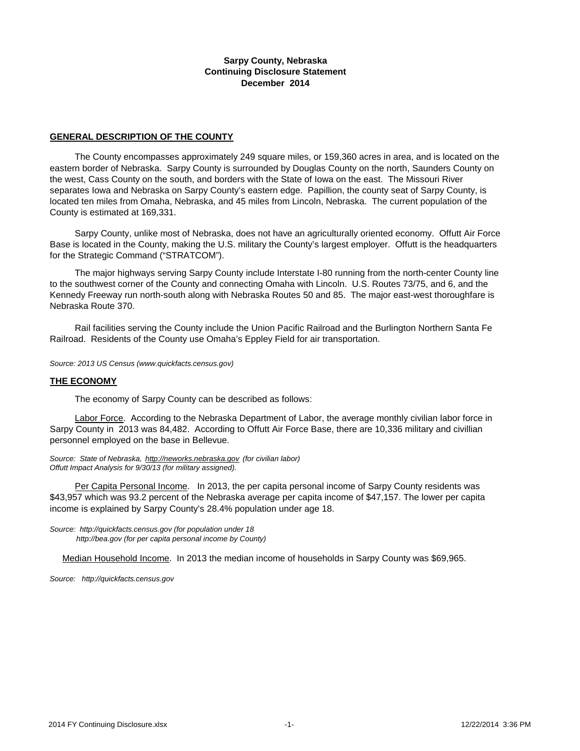**Sarpy County, Nebraska**
**Continuing Disclosure Statement**
**December 2014**

## GENERAL DESCRIPTION OF THE COUNTY

The County encompasses approximately 249 square miles, or 159,360 acres in area, and is located on the eastern border of Nebraska. Sarpy County is surrounded by Douglas County on the north, Saunders County on the west, Cass County on the south, and borders with the State of Iowa on the east. The Missouri River separates Iowa and Nebraska on Sarpy County's eastern edge. Papillion, the county seat of Sarpy County, is located ten miles from Omaha, Nebraska, and 45 miles from Lincoln, Nebraska. The current population of the County is estimated at 169,331.

Sarpy County, unlike most of Nebraska, does not have an agriculturally oriented economy. Offutt Air Force Base is located in the County, making the U.S. military the County's largest employer. Offutt is the headquarters for the Strategic Command ("STRATCOM").

The major highways serving Sarpy County include Interstate I-80 running from the north-center County line to the southwest corner of the County and connecting Omaha with Lincoln. U.S. Routes 73/75, and 6, and the Kennedy Freeway run north-south along with Nebraska Routes 50 and 85. The major east-west thoroughfare is Nebraska Route 370.

Rail facilities serving the County include the Union Pacific Railroad and the Burlington Northern Santa Fe Railroad. Residents of the County use Omaha's Eppley Field for air transportation.

*Source: 2013 US Census (www.quickfacts.census.gov)*

## THE ECONOMY

The economy of Sarpy County can be described as follows:

Labor Force. According to the Nebraska Department of Labor, the average monthly civilian labor force in Sarpy County in 2013 was 84,482. According to Offutt Air Force Base, there are 10,336 military and civillian personnel employed on the base in Bellevue.

*Source: State of Nebraska, http://neworks.nebraska.gov (for civilian labor)*
*Offutt Impact Analysis for 9/30/13 (for military assigned).*

Per Capita Personal Income. In 2013, the per capita personal income of Sarpy County residents was $43,957 which was 93.2 percent of the Nebraska average per capita income of $47,157. The lower per capita income is explained by Sarpy County's 28.4% population under age 18.

*Source: http://quickfacts.census.gov (for population under 18*
*http://bea.gov (for per capita personal income by County)*

Median Household Income. In 2013 the median income of households in Sarpy County was $69,965.

*Source: http://quickfacts.census.gov*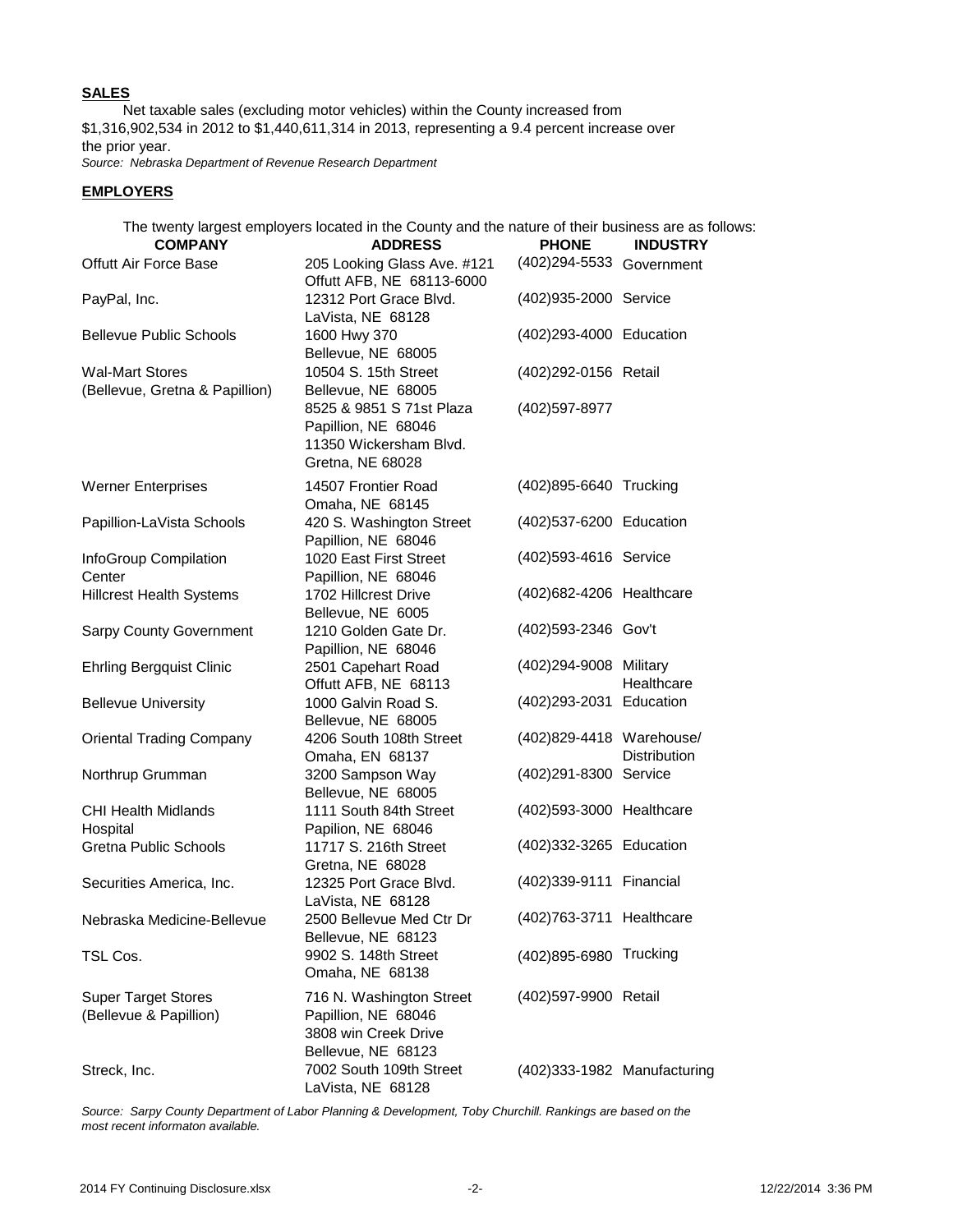**SALES**

Net taxable sales (excluding motor vehicles) within the County increased from $1,316,902,534 in 2012 to $1,440,611,314 in 2013, representing a 9.4 percent increase over the prior year.

*Source: Nebraska Department of Revenue Research Department*

**EMPLOYERS**

The twenty largest employers located in the County and the nature of their business are as follows:

| COMPANY | ADDRESS | PHONE | INDUSTRY |
|---|---|---|---|
| Offutt Air Force Base | 205 Looking Glass Ave. #121<br>Offutt AFB, NE 68113-6000 | (402)294-5533 | Government |
| PayPal, Inc. | 12312 Port Grace Blvd.<br>LaVista, NE 68128 | (402)935-2000 | Service |
| Bellevue Public Schools | 1600 Hwy 370<br>Bellevue, NE 68005 | (402)293-4000 | Education |
| Wal-Mart Stores<br>(Bellevue, Gretna & Papillion) | 10504 S. 15th Street<br>Bellevue, NE 68005<br>8525 & 9851 S 71st Plaza<br>Papillion, NE 68046<br>11350 Wickersham Blvd.<br>Gretna, NE 68028 | (402)292-0156<br>(402)597-8977 | Retail |
| Werner Enterprises | 14507 Frontier Road<br>Omaha, NE 68145 | (402)895-6640 | Trucking |
| Papillion-LaVista Schools | 420 S. Washington Street<br>Papillion, NE 68046 | (402)537-6200 | Education |
| InfoGroup Compilation Center | 1020 East First Street<br>Papillion, NE 68046 | (402)593-4616 | Service |
| Hillcrest Health Systems | 1702 Hillcrest Drive<br>Bellevue, NE 6005 | (402)682-4206 | Healthcare |
| Sarpy County Government | 1210 Golden Gate Dr.<br>Papillion, NE 68046 | (402)593-2346 | Gov't |
| Ehrling Bergquist Clinic | 2501 Capehart Road<br>Offutt AFB, NE 68113 | (402)294-9008 | Military Healthcare |
| Bellevue University | 1000 Galvin Road S.<br>Bellevue, NE 68005 | (402)293-2031 | Education |
| Oriental Trading Company | 4206 South 108th Street<br>Omaha, EN 68137 | (402)829-4418 | Warehouse/ Distribution |
| Northrup Grumman | 3200 Sampson Way<br>Bellevue, NE 68005 | (402)291-8300 | Service |
| CHI Health Midlands Hospital | 1111 South 84th Street<br>Papilion, NE 68046 | (402)593-3000 | Healthcare |
| Gretna Public Schools | 11717 S. 216th Street<br>Gretna, NE 68028 | (402)332-3265 | Education |
| Securities America, Inc. | 12325 Port Grace Blvd.<br>LaVista, NE 68128 | (402)339-9111 | Financial |
| Nebraska Medicine-Bellevue | 2500 Bellevue Med Ctr Dr<br>Bellevue, NE 68123 | (402)763-3711 | Healthcare |
| TSL Cos. | 9902 S. 148th Street<br>Omaha, NE 68138 | (402)895-6980 | Trucking |
| Super Target Stores<br>(Bellevue & Papillion) | 716 N. Washington Street<br>Papillion, NE 68046<br>3808 win Creek Drive<br>Bellevue, NE 68123 | (402)597-9900 | Retail |
| Streck, Inc. | 7002 South 109th Street<br>LaVista, NE 68128 | (402)333-1982 | Manufacturing |

*Source: Sarpy County Department of Labor Planning & Development, Toby Churchill. Rankings are based on the most recent informaton available.*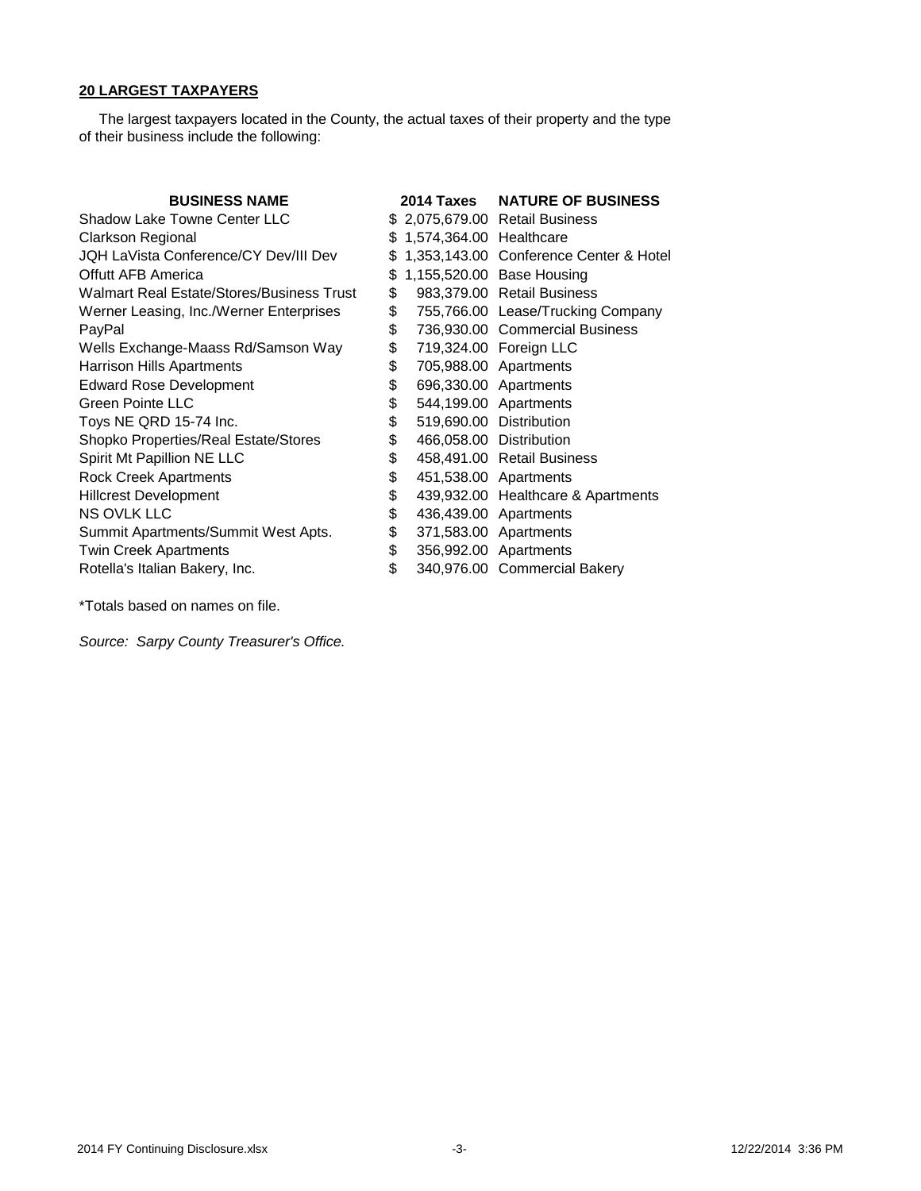**20 LARGEST TAXPAYERS**

The largest taxpayers located in the County, the actual taxes of their property and the type of their business include the following:

| BUSINESS NAME | 2014 Taxes | NATURE OF BUSINESS |
|---|---|---|
| Shadow Lake Towne Center LLC | $ 2,075,679.00 | Retail Business |
| Clarkson Regional | $ 1,574,364.00 | Healthcare |
| JQH LaVista Conference/CY Dev/III Dev | $ 1,353,143.00 | Conference Center & Hotel |
| Offutt AFB America | $ 1,155,520.00 | Base Housing |
| Walmart Real Estate/Stores/Business Trust | $ 983,379.00 | Retail Business |
| Werner Leasing, Inc./Werner Enterprises | $ 755,766.00 | Lease/Trucking Company |
| PayPal | $ 736,930.00 | Commercial Business |
| Wells Exchange-Maass Rd/Samson Way | $ 719,324.00 | Foreign LLC |
| Harrison Hills Apartments | $ 705,988.00 | Apartments |
| Edward Rose Development | $ 696,330.00 | Apartments |
| Green Pointe LLC | $ 544,199.00 | Apartments |
| Toys NE QRD 15-74 Inc. | $ 519,690.00 | Distribution |
| Shopko Properties/Real Estate/Stores | $ 466,058.00 | Distribution |
| Spirit Mt Papillion NE LLC | $ 458,491.00 | Retail Business |
| Rock Creek Apartments | $ 451,538.00 | Apartments |
| Hillcrest Development | $ 439,932.00 | Healthcare & Apartments |
| NS OVLK LLC | $ 436,439.00 | Apartments |
| Summit Apartments/Summit West Apts. | $ 371,583.00 | Apartments |
| Twin Creek Apartments | $ 356,992.00 | Apartments |
| Rotella's Italian Bakery, Inc. | $ 340,976.00 | Commercial Bakery |

*Totals based on names on file.

*Source: Sarpy County Treasurer's Office.*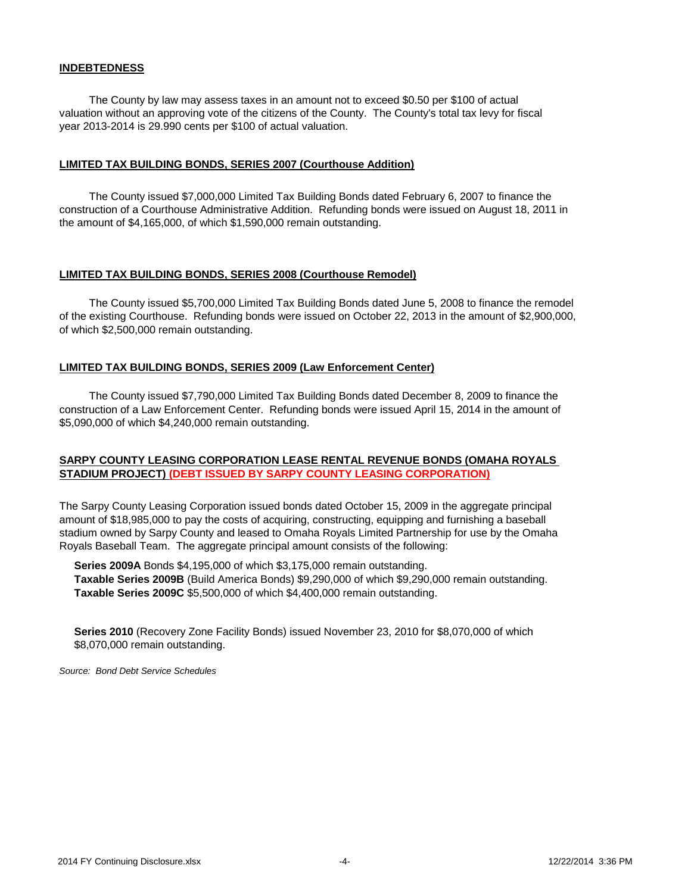## INDEBTEDNESS

The County by law may assess taxes in an amount not to exceed $0.50 per $100 of actual valuation without an approving vote of the citizens of the County. The County's total tax levy for fiscal year 2013-2014 is 29.990 cents per $100 of actual valuation.

## LIMITED TAX BUILDING BONDS, SERIES 2007 (Courthouse Addition)

The County issued $7,000,000 Limited Tax Building Bonds dated February 6, 2007 to finance the construction of a Courthouse Administrative Addition. Refunding bonds were issued on August 18, 2011 in the amount of $4,165,000, of which $1,590,000 remain outstanding.

## LIMITED TAX BUILDING BONDS, SERIES 2008 (Courthouse Remodel)

The County issued $5,700,000 Limited Tax Building Bonds dated June 5, 2008 to finance the remodel of the existing Courthouse. Refunding bonds were issued on October 22, 2013 in the amount of $2,900,000, of which $2,500,000 remain outstanding.

## LIMITED TAX BUILDING BONDS, SERIES 2009 (Law Enforcement Center)

The County issued $7,790,000 Limited Tax Building Bonds dated December 8, 2009 to finance the construction of a Law Enforcement Center. Refunding bonds were issued April 15, 2014 in the amount of $5,090,000 of which $4,240,000 remain outstanding.

## SARPY COUNTY LEASING CORPORATION LEASE RENTAL REVENUE BONDS (OMAHA ROYALS STADIUM PROJECT) (DEBT ISSUED BY SARPY COUNTY LEASING CORPORATION)

The Sarpy County Leasing Corporation issued bonds dated October 15, 2009 in the aggregate principal amount of $18,985,000 to pay the costs of acquiring, constructing, equipping and furnishing a baseball stadium owned by Sarpy County and leased to Omaha Royals Limited Partnership for use by the Omaha Royals Baseball Team. The aggregate principal amount consists of the following:

**Series 2009A** Bonds $4,195,000 of which $3,175,000 remain outstanding.
**Taxable Series 2009B** (Build America Bonds) $9,290,000 of which $9,290,000 remain outstanding.
**Taxable Series 2009C** $5,500,000 of which $4,400,000 remain outstanding.

**Series 2010** (Recovery Zone Facility Bonds) issued November 23, 2010 for $8,070,000 of which $8,070,000 remain outstanding.

*Source: Bond Debt Service Schedules*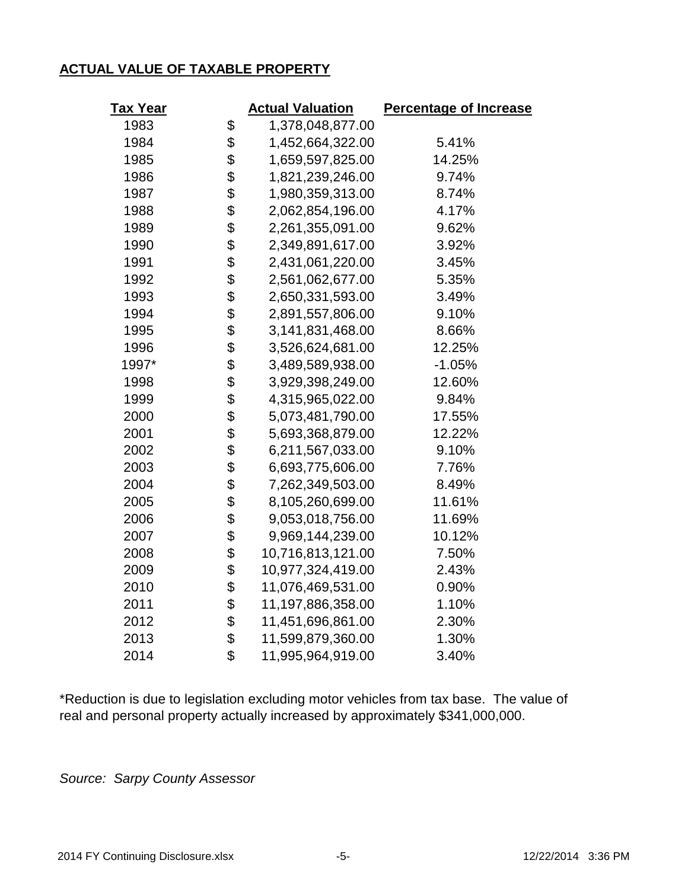## ACTUAL VALUE OF TAXABLE PROPERTY

| Tax Year | Actual Valuation | Percentage of Increase |
|---|---|---|
| 1983 | $ 1,378,048,877.00 | |
| 1984 | $ 1,452,664,322.00 | 5.41% |
| 1985 | $ 1,659,597,825.00 | 14.25% |
| 1986 | $ 1,821,239,246.00 | 9.74% |
| 1987 | $ 1,980,359,313.00 | 8.74% |
| 1988 | $ 2,062,854,196.00 | 4.17% |
| 1989 | $ 2,261,355,091.00 | 9.62% |
| 1990 | $ 2,349,891,617.00 | 3.92% |
| 1991 | $ 2,431,061,220.00 | 3.45% |
| 1992 | $ 2,561,062,677.00 | 5.35% |
| 1993 | $ 2,650,331,593.00 | 3.49% |
| 1994 | $ 2,891,557,806.00 | 9.10% |
| 1995 | $ 3,141,831,468.00 | 8.66% |
| 1996 | $ 3,526,624,681.00 | 12.25% |
| 1997* | $ 3,489,589,938.00 | -1.05% |
| 1998 | $ 3,929,398,249.00 | 12.60% |
| 1999 | $ 4,315,965,022.00 | 9.84% |
| 2000 | $ 5,073,481,790.00 | 17.55% |
| 2001 | $ 5,693,368,879.00 | 12.22% |
| 2002 | $ 6,211,567,033.00 | 9.10% |
| 2003 | $ 6,693,775,606.00 | 7.76% |
| 2004 | $ 7,262,349,503.00 | 8.49% |
| 2005 | $ 8,105,260,699.00 | 11.61% |
| 2006 | $ 9,053,018,756.00 | 11.69% |
| 2007 | $ 9,969,144,239.00 | 10.12% |
| 2008 | $ 10,716,813,121.00 | 7.50% |
| 2009 | $ 10,977,324,419.00 | 2.43% |
| 2010 | $ 11,076,469,531.00 | 0.90% |
| 2011 | $ 11,197,886,358.00 | 1.10% |
| 2012 | $ 11,451,696,861.00 | 2.30% |
| 2013 | $ 11,599,879,360.00 | 1.30% |
| 2014 | $ 11,995,964,919.00 | 3.40% |

*Reduction is due to legislation excluding motor vehicles from tax base. The value of real and personal property actually increased by approximately $341,000,000.

*Source: Sarpy County Assessor*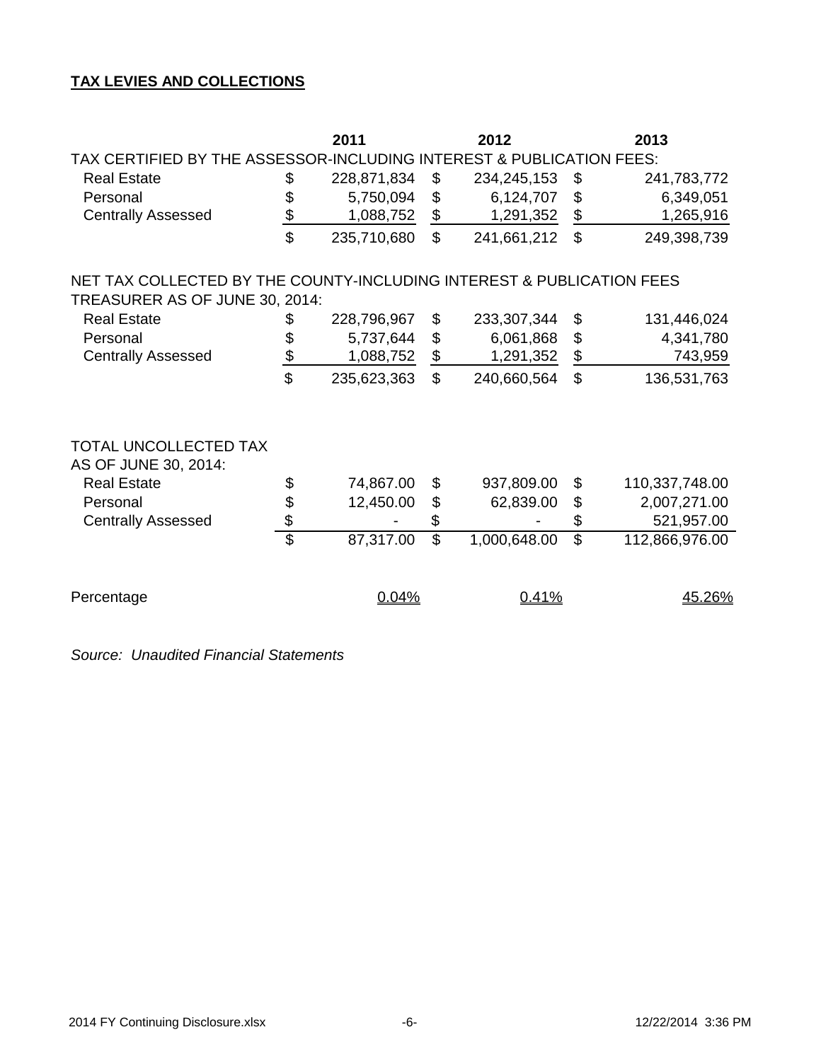**TAX LEVIES AND COLLECTIONS**

| | 2011 | 2012 | 2013 |
|---|---|---|---|
| TAX CERTIFIED BY THE ASSESSOR-INCLUDING INTEREST & PUBLICATION FEES: | | | |
| Real Estate | $ 228,871,834 | $ 234,245,153 | $ 241,783,772 |
| Personal | $ 5,750,094 | $ 6,124,707 | $ 6,349,051 |
| Centrally Assessed | $ 1,088,752 | $ 1,291,352 | $ 1,265,916 |
| | $ 235,710,680 | $ 241,661,212 | $ 249,398,739 |
| NET TAX COLLECTED BY THE COUNTY-INCLUDING INTEREST & PUBLICATION FEES TREASURER AS OF JUNE 30, 2014: | | | |
| Real Estate | $ 228,796,967 | $ 233,307,344 | $ 131,446,024 |
| Personal | $ 5,737,644 | $ 6,061,868 | $ 4,341,780 |
| Centrally Assessed | $ 1,088,752 | $ 1,291,352 | $ 743,959 |
| | $ 235,623,363 | $ 240,660,564 | $ 136,531,763 |
| TOTAL UNCOLLECTED TAX AS OF JUNE 30, 2014: | | | |
| Real Estate | $ 74,867.00 | $ 937,809.00 | $ 110,337,748.00 |
| Personal | $ 12,450.00 | $ 62,839.00 | $ 2,007,271.00 |
| Centrally Assessed | $ - | $ - | $ 521,957.00 |
| | $ 87,317.00 | $ 1,000,648.00 | $ 112,866,976.00 |
| Percentage | 0.04% | 0.41% | 45.26% |

*Source: Unaudited Financial Statements*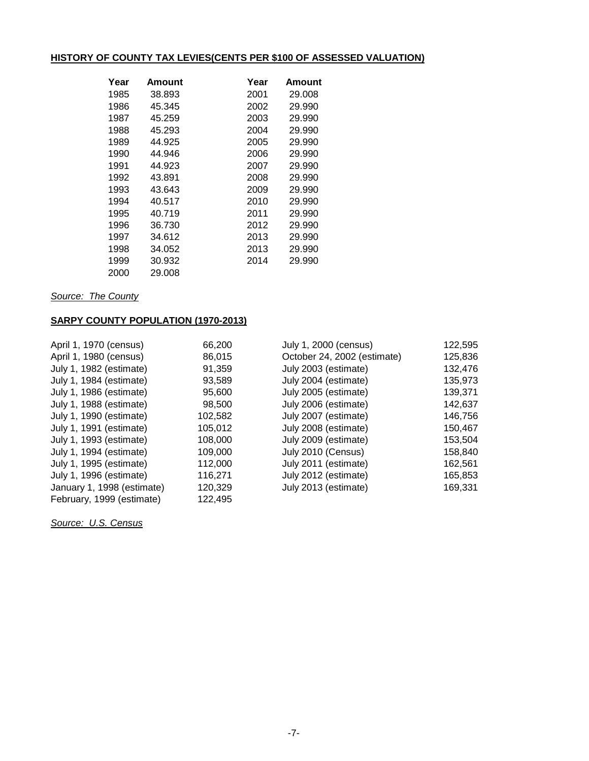**HISTORY OF COUNTY TAX LEVIES(CENTS PER $100 OF ASSESSED VALUATION)**

| Year | Amount | Year | Amount |
|---|---|---|---|
| 1985 | 38.893 | 2001 | 29.008 |
| 1986 | 45.345 | 2002 | 29.990 |
| 1987 | 45.259 | 2003 | 29.990 |
| 1988 | 45.293 | 2004 | 29.990 |
| 1989 | 44.925 | 2005 | 29.990 |
| 1990 | 44.946 | 2006 | 29.990 |
| 1991 | 44.923 | 2007 | 29.990 |
| 1992 | 43.891 | 2008 | 29.990 |
| 1993 | 43.643 | 2009 | 29.990 |
| 1994 | 40.517 | 2010 | 29.990 |
| 1995 | 40.719 | 2011 | 29.990 |
| 1996 | 36.730 | 2012 | 29.990 |
| 1997 | 34.612 | 2013 | 29.990 |
| 1998 | 34.052 | 2013 | 29.990 |
| 1999 | 30.932 | 2014 | 29.990 |
| 2000 | 29.008 | | |

*Source: The County*

**SARPY COUNTY POPULATION (1970-2013)**

| | | | |
|---|---|---|---|
| April 1, 1970 (census) | 66,200 | July 1, 2000 (census) | 122,595 |
| April 1, 1980 (census) | 86,015 | October 24, 2002 (estimate) | 125,836 |
| July 1, 1982 (estimate) | 91,359 | July 2003 (estimate) | 132,476 |
| July 1, 1984 (estimate) | 93,589 | July 2004 (estimate) | 135,973 |
| July 1, 1986 (estimate) | 95,600 | July 2005 (estimate) | 139,371 |
| July 1, 1988 (estimate) | 98,500 | July 2006 (estimate) | 142,637 |
| July 1, 1990 (estimate) | 102,582 | July 2007 (estimate) | 146,756 |
| July 1, 1991 (estimate) | 105,012 | July 2008 (estimate) | 150,467 |
| July 1, 1993 (estimate) | 108,000 | July 2009 (estimate) | 153,504 |
| July 1, 1994 (estimate) | 109,000 | July 2010 (Census) | 158,840 |
| July 1, 1995 (estimate) | 112,000 | July 2011 (estimate) | 162,561 |
| July 1, 1996 (estimate) | 116,271 | July 2012 (estimate) | 165,853 |
| January 1, 1998 (estimate) | 120,329 | July 2013 (estimate) | 169,331 |
| February, 1999 (estimate) | 122,495 | | |

*Source: U.S. Census*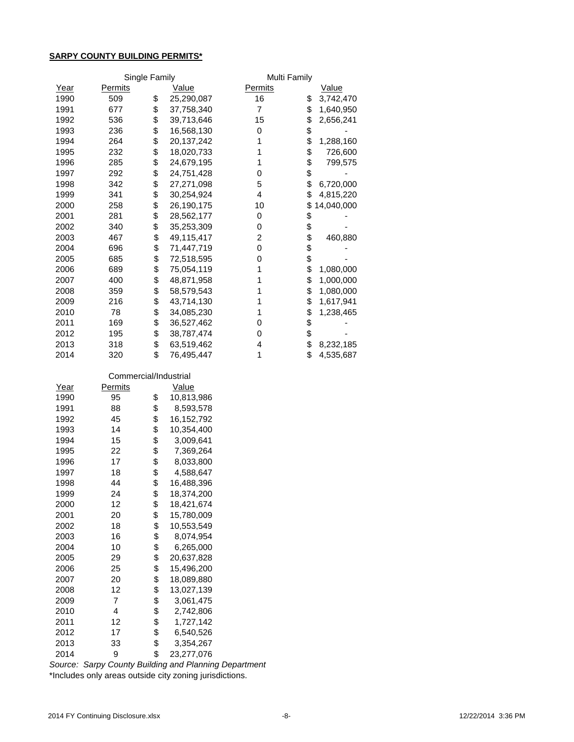**SARPY COUNTY BUILDING PERMITS***

| | Single Family | | Multi Family | |
|---|---|---|---|---|
| Year | Permits | Value | Permits | Value |
| 1990 | 509 | $ 25,290,087 | 16 | $ 3,742,470 |
| 1991 | 677 | $ 37,758,340 | 7 | $ 1,640,950 |
| 1992 | 536 | $ 39,713,646 | 15 | $ 2,656,241 |
| 1993 | 236 | $ 16,568,130 | 0 | $ - |
| 1994 | 264 | $ 20,137,242 | 1 | $ 1,288,160 |
| 1995 | 232 | $ 18,020,733 | 1 | $ 726,600 |
| 1996 | 285 | $ 24,679,195 | 1 | $ 799,575 |
| 1997 | 292 | $ 24,751,428 | 0 | $ - |
| 1998 | 342 | $ 27,271,098 | 5 | $ 6,720,000 |
| 1999 | 341 | $ 30,254,924 | 4 | $ 4,815,220 |
| 2000 | 258 | $ 26,190,175 | 10 | $ 14,040,000 |
| 2001 | 281 | $ 28,562,177 | 0 | $ - |
| 2002 | 340 | $ 35,253,309 | 0 | $ - |
| 2003 | 467 | $ 49,115,417 | 2 | $ 460,880 |
| 2004 | 696 | $ 71,447,719 | 0 | $ - |
| 2005 | 685 | $ 72,518,595 | 0 | $ - |
| 2006 | 689 | $ 75,054,119 | 1 | $ 1,080,000 |
| 2007 | 400 | $ 48,871,958 | 1 | $ 1,000,000 |
| 2008 | 359 | $ 58,579,543 | 1 | $ 1,080,000 |
| 2009 | 216 | $ 43,714,130 | 1 | $ 1,617,941 |
| 2010 | 78 | $ 34,085,230 | 1 | $ 1,238,465 |
| 2011 | 169 | $ 36,527,462 | 0 | $ - |
| 2012 | 195 | $ 38,787,474 | 0 | $ - |
| 2013 | 318 | $ 63,519,462 | 4 | $ 8,232,185 |
| 2014 | 320 | $ 76,495,447 | 1 | $ 4,535,687 |

| | Commercial/Industrial | |
|---|---|---|
| Year | Permits | Value |
| 1990 | 95 | $ 10,813,986 |
| 1991 | 88 | $ 8,593,578 |
| 1992 | 45 | $ 16,152,792 |
| 1993 | 14 | $ 10,354,400 |
| 1994 | 15 | $ 3,009,641 |
| 1995 | 22 | $ 7,369,264 |
| 1996 | 17 | $ 8,033,800 |
| 1997 | 18 | $ 4,588,647 |
| 1998 | 44 | $ 16,488,396 |
| 1999 | 24 | $ 18,374,200 |
| 2000 | 12 | $ 18,421,674 |
| 2001 | 20 | $ 15,780,009 |
| 2002 | 18 | $ 10,553,549 |
| 2003 | 16 | $ 8,074,954 |
| 2004 | 10 | $ 6,265,000 |
| 2005 | 29 | $ 20,637,828 |
| 2006 | 25 | $ 15,496,200 |
| 2007 | 20 | $ 18,089,880 |
| 2008 | 12 | $ 13,027,139 |
| 2009 | 7 | $ 3,061,475 |
| 2010 | 4 | $ 2,742,806 |
| 2011 | 12 | $ 1,727,142 |
| 2012 | 17 | $ 6,540,526 |
| 2013 | 33 | $ 3,354,267 |
| 2014 | 9 | $ 23,277,076 |

*Source: Sarpy County Building and Planning Department*

*Includes only areas outside city zoning jurisdictions.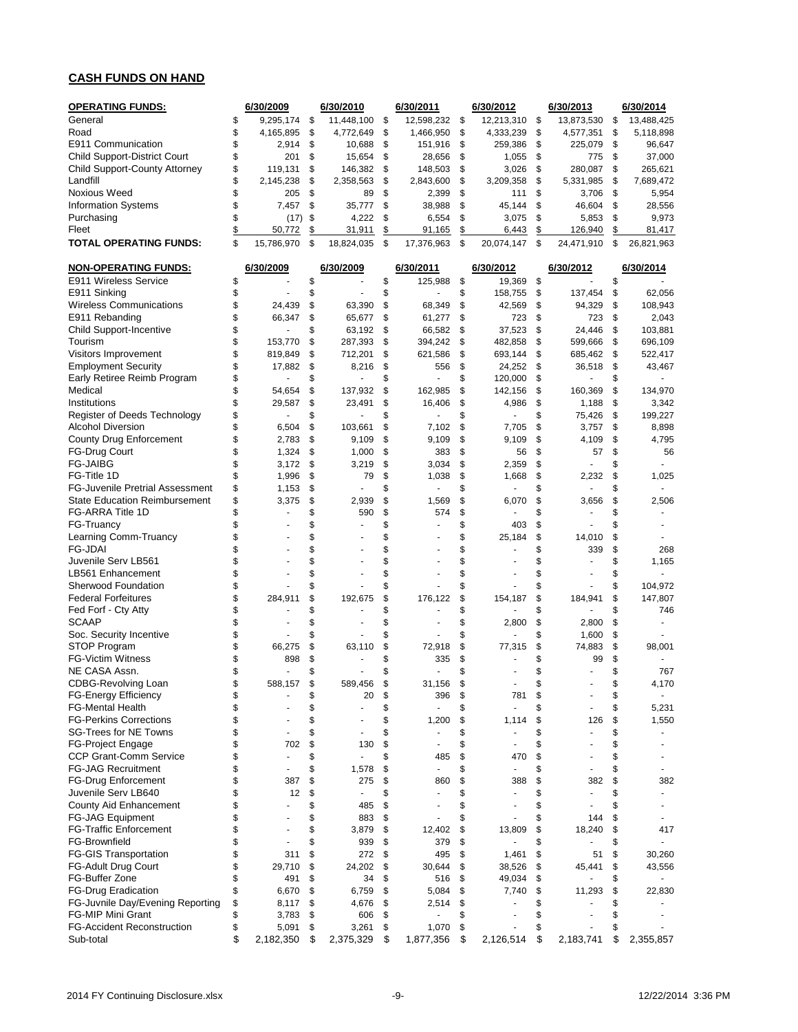## CASH FUNDS ON HAND

| OPERATING FUNDS: | 6/30/2009 | 6/30/2010 | 6/30/2011 | 6/30/2012 | 6/30/2013 | 6/30/2014 |
|---|---|---|---|---|---|---|
| General | $ 9,295,174 | $ 11,448,100 | $ 12,598,232 | $ 12,213,310 | $ 13,873,530 | $ 13,488,425 |
| Road | $ 4,165,895 | $ 4,772,649 | $ 1,466,950 | $ 4,333,239 | $ 4,577,351 | $ 5,118,898 |
| E911 Communication | $ 2,914 | $ 10,688 | $ 151,916 | $ 259,386 | $ 225,079 | $ 96,647 |
| Child Support-District Court | $ 201 | $ 15,654 | $ 28,656 | $ 1,055 | $ 775 | $ 37,000 |
| Child Support-County Attorney | $ 119,131 | $ 146,382 | $ 148,503 | $ 3,026 | $ 280,087 | $ 265,621 |
| Landfill | $ 2,145,238 | $ 2,358,563 | $ 2,843,600 | $ 3,209,358 | $ 5,331,985 | $ 7,689,472 |
| Noxious Weed | $ 205 | $ 89 | $ 2,399 | $ 111 | $ 3,706 | $ 5,954 |
| Information Systems | $ 7,457 | $ 35,777 | $ 38,988 | $ 45,144 | $ 46,604 | $ 28,556 |
| Purchasing | $ (17) | $ 4,222 | $ 6,554 | $ 3,075 | $ 5,853 | $ 9,973 |
| Fleet | $ 50,772 | $ 31,911 | $ 91,165 | $ 6,443 | $ 126,940 | $ 81,417 |
| **TOTAL OPERATING FUNDS:** | $ 15,786,970 | $ 18,824,035 | $ 17,376,963 | $ 20,074,147 | $ 24,471,910 | $ 26,821,963 |

| NON-OPERATING FUNDS: | 6/30/2009 | 6/30/2009 | 6/30/2011 | 6/30/2012 | 6/30/2012 | 6/30/2014 |
|---|---|---|---|---|---|---|
| E911 Wireless Service | $ - | $ - | $ 125,988 | $ 19,369 | $ - | $ - |
| E911 Sinking | $ - | $ - | $ - | $ 158,755 | $ 137,454 | $ 62,056 |
| Wireless Communications | $ 24,439 | $ 63,390 | $ 68,349 | $ 42,569 | $ 94,329 | $ 108,943 |
| E911 Rebanding | $ 66,347 | $ 65,677 | $ 61,277 | $ 723 | $ 723 | $ 2,043 |
| Child Support-Incentive | $ - | $ 63,192 | $ 66,582 | $ 37,523 | $ 24,446 | $ 103,881 |
| Tourism | $ 153,770 | $ 287,393 | $ 394,242 | $ 482,858 | $ 599,666 | $ 696,109 |
| Visitors Improvement | $ 819,849 | $ 712,201 | $ 621,586 | $ 693,144 | $ 685,462 | $ 522,417 |
| Employment Security | $ 17,882 | $ 8,216 | $ 556 | $ 24,252 | $ 36,518 | $ 43,467 |
| Early Retiree Reimb Program | $ - | $ - | $ - | $ 120,000 | $ - | $ - |
| Medical | $ 54,654 | $ 137,932 | $ 162,985 | $ 142,156 | $ 160,369 | $ 134,970 |
| Institutions | $ 29,587 | $ 23,491 | $ 16,406 | $ 4,986 | $ 1,188 | $ 3,342 |
| Register of Deeds Technology | $ - | $ - | $ - | $ - | $ 75,426 | $ 199,227 |
| Alcohol Diversion | $ 6,504 | $ 103,661 | $ 7,102 | $ 7,705 | $ 3,757 | $ 8,898 |
| County Drug Enforcement | $ 2,783 | $ 9,109 | $ 9,109 | $ 9,109 | $ 4,109 | $ 4,795 |
| FG-Drug Court | $ 1,324 | $ 1,000 | $ 383 | $ 56 | $ 57 | $ 56 |
| FG-JAIBG | $ 3,172 | $ 3,219 | $ 3,034 | $ 2,359 | $ - | $ - |
| FG-Title 1D | $ 1,996 | $ 79 | $ 1,038 | $ 1,668 | $ 2,232 | $ 1,025 |
| FG-Juvenile Pretrial Assessment | $ 1,153 | $ - | $ - | $ - | $ - | $ - |
| State Education Reimbursement | $ 3,375 | $ 2,939 | $ 1,569 | $ 6,070 | $ 3,656 | $ 2,506 |
| FG-ARRA Title 1D | $ - | $ 590 | $ 574 | $ - | $ - | $ - |
| FG-Truancy | $ - | $ - | $ - | $ 403 | $ - | $ - |
| Learning Comm-Truancy | $ - | $ - | $ - | $ 25,184 | $ 14,010 | $ - |
| FG-JDAI | $ - | $ - | $ - | $ - | $ 339 | $ 268 |
| Juvenile Serv LB561 | $ - | $ - | $ - | $ - | $ - | $ 1,165 |
| LB561 Enhancement | $ - | $ - | $ - | $ - | $ - | $ - |
| Sherwood Foundation | $ - | $ - | $ - | $ - | $ - | $ 104,972 |
| Federal Forfeitures | $ 284,911 | $ 192,675 | $ 176,122 | $ 154,187 | $ 184,941 | $ 147,807 |
| Fed Forf - Cty Atty | $ - | $ - | $ - | $ - | $ - | $ 746 |
| SCAAP | $ - | $ - | $ - | $ 2,800 | $ 2,800 | $ - |
| Soc. Security Incentive | $ - | $ - | $ - | $ - | $ 1,600 | $ - |
| STOP Program | $ 66,275 | $ 63,110 | $ 72,918 | $ 77,315 | $ 74,883 | $ 98,001 |
| FG-Victim Witness | $ 898 | $ - | $ 335 | $ - | $ 99 | $ - |
| NE CASA Assn. | $ - | $ - | $ - | $ - | $ - | $ 767 |
| CDBG-Revolving Loan | $ 588,157 | $ 589,456 | $ 31,156 | $ - | $ - | $ 4,170 |
| FG-Energy Efficiency | $ - | $ 20 | $ 396 | $ 781 | $ - | $ - |
| FG-Mental Health | $ - | $ - | $ - | $ - | $ - | $ 5,231 |
| FG-Perkins Corrections | $ - | $ - | $ 1,200 | $ 1,114 | $ 126 | $ 1,550 |
| SG-Trees for NE Towns | $ - | $ - | $ - | $ - | $ - | $ - |
| FG-Project Engage | $ 702 | $ 130 | $ - | $ - | $ - | $ - |
| CCP Grant-Comm Service | $ - | $ - | $ 485 | $ 470 | $ - | $ - |
| FG-JAG Recruitment | $ - | $ 1,578 | $ - | $ - | $ - | $ - |
| FG-Drug Enforcement | $ 387 | $ 275 | $ 860 | $ 388 | $ 382 | $ 382 |
| Juvenile Serv LB640 | $ 12 | $ - | $ - | $ - | $ - | $ - |
| County Aid Enhancement | $ - | $ 485 | $ - | $ - | $ - | $ - |
| FG-JAG Equipment | $ - | $ 883 | $ - | $ - | $ 144 | $ - |
| FG-Traffic Enforcement | $ - | $ 3,879 | $ 12,402 | $ 13,809 | $ 18,240 | $ 417 |
| FG-Brownfield | $ - | $ 939 | $ 379 | $ - | $ - | $ - |
| FG-GIS Transportation | $ 311 | $ 272 | $ 495 | $ 1,461 | $ 51 | $ 30,260 |
| FG-Adult Drug Court | $ 29,710 | $ 24,202 | $ 30,644 | $ 38,526 | $ 45,441 | $ 43,556 |
| FG-Buffer Zone | $ 491 | $ 34 | $ 516 | $ 49,034 | $ - | $ - |
| FG-Drug Eradication | $ 6,670 | $ 6,759 | $ 5,084 | $ 7,740 | $ 11,293 | $ 22,830 |
| FG-Juvnile Day/Evening Reporting | $ 8,117 | $ 4,676 | $ 2,514 | $ - | $ - | $ - |
| FG-MIP Mini Grant | $ 3,783 | $ 606 | $ - | $ - | $ - | $ - |
| FG-Accident Reconstruction | $ 5,091 | $ 3,261 | $ 1,070 | $ - | $ - | $ - |
| Sub-total | $ 2,182,350 | $ 2,375,329 | $ 1,877,356 | $ 2,126,514 | $ 2,183,741 | $ 2,355,857 |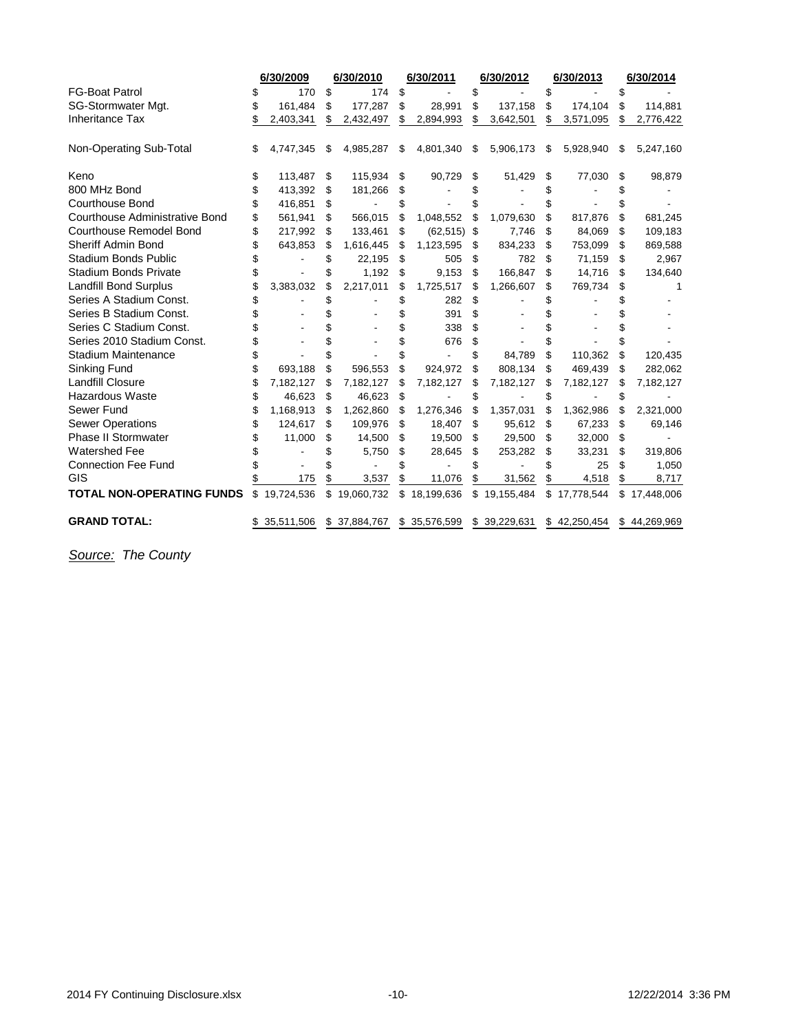| | 6/30/2009 | 6/30/2010 | 6/30/2011 | 6/30/2012 | 6/30/2013 | 6/30/2014 |
|---|---|---|---|---|---|---|
| FG-Boat Patrol | $ 170 | $ 174 | $ - | $ - | $ - | $ - |
| SG-Stormwater Mgt. | $ 161,484 | $ 177,287 | $ 28,991 | $ 137,158 | $ 174,104 | $ 114,881 |
| Inheritance Tax | $ 2,403,341 | $ 2,432,497 | $ 2,894,993 | $ 3,642,501 | $ 3,571,095 | $ 2,776,422 |
| Non-Operating Sub-Total | $ 4,747,345 | $ 4,985,287 | $ 4,801,340 | $ 5,906,173 | $ 5,928,940 | $ 5,247,160 |
| Keno | $ 113,487 | $ 115,934 | $ 90,729 | $ 51,429 | $ 77,030 | $ 98,879 |
| 800 MHz Bond | $ 413,392 | $ 181,266 | $ - | $ - | $ - | $ - |
| Courthouse Bond | $ 416,851 | $ - | $ - | $ - | $ - | $ - |
| Courthouse Administrative Bond | $ 561,941 | $ 566,015 | $ 1,048,552 | $ 1,079,630 | $ 817,876 | $ 681,245 |
| Courthouse Remodel Bond | $ 217,992 | $ 133,461 | $ (62,515) | $ 7,746 | $ 84,069 | $ 109,183 |
| Sheriff Admin Bond | $ 643,853 | $ 1,616,445 | $ 1,123,595 | $ 834,233 | $ 753,099 | $ 869,588 |
| Stadium Bonds Public | $ - | $ 22,195 | $ 505 | $ 782 | $ 71,159 | $ 2,967 |
| Stadium Bonds Private | $ - | $ 1,192 | $ 9,153 | $ 166,847 | $ 14,716 | $ 134,640 |
| Landfill Bond Surplus | $ 3,383,032 | $ 2,217,011 | $ 1,725,517 | $ 1,266,607 | $ 769,734 | $ 1 |
| Series A Stadium Const. | $ - | $ - | $ 282 | $ - | $ - | $ - |
| Series B Stadium Const. | $ - | $ - | $ 391 | $ - | $ - | $ - |
| Series C Stadium Const. | $ - | $ - | $ 338 | $ - | $ - | $ - |
| Series 2010 Stadium Const. | $ - | $ - | $ 676 | $ - | $ - | $ - |
| Stadium Maintenance | $ - | $ - | $ - | $ 84,789 | $ 110,362 | $ 120,435 |
| Sinking Fund | $ 693,188 | $ 596,553 | $ 924,972 | $ 808,134 | $ 469,439 | $ 282,062 |
| Landfill Closure | $ 7,182,127 | $ 7,182,127 | $ 7,182,127 | $ 7,182,127 | $ 7,182,127 | $ 7,182,127 |
| Hazardous Waste | $ 46,623 | $ 46,623 | $ - | $ - | $ - | $ - |
| Sewer Fund | $ 1,168,913 | $ 1,262,860 | $ 1,276,346 | $ 1,357,031 | $ 1,362,986 | $ 2,321,000 |
| Sewer Operations | $ 124,617 | $ 109,976 | $ 18,407 | $ 95,612 | $ 67,233 | $ 69,146 |
| Phase II Stormwater | $ 11,000 | $ 14,500 | $ 19,500 | $ 29,500 | $ 32,000 | $ - |
| Watershed Fee | $ - | $ 5,750 | $ 28,645 | $ 253,282 | $ 33,231 | $ 319,806 |
| Connection Fee Fund | $ - | $ - | $ - | $ - | $ 25 | $ 1,050 |
| GIS | $ 175 | $ 3,537 | $ 11,076 | $ 31,562 | $ 4,518 | $ 8,717 |
| **TOTAL NON-OPERATING FUNDS** | $ 19,724,536 | $ 19,060,732 | $ 18,199,636 | $ 19,155,484 | $ 17,778,544 | $ 17,448,006 |
| **GRAND TOTAL:** | $ 35,511,506 | $ 37,884,767 | $ 35,576,599 | $ 39,229,631 | $ 42,250,454 | $ 44,269,969 |

*Source: The County*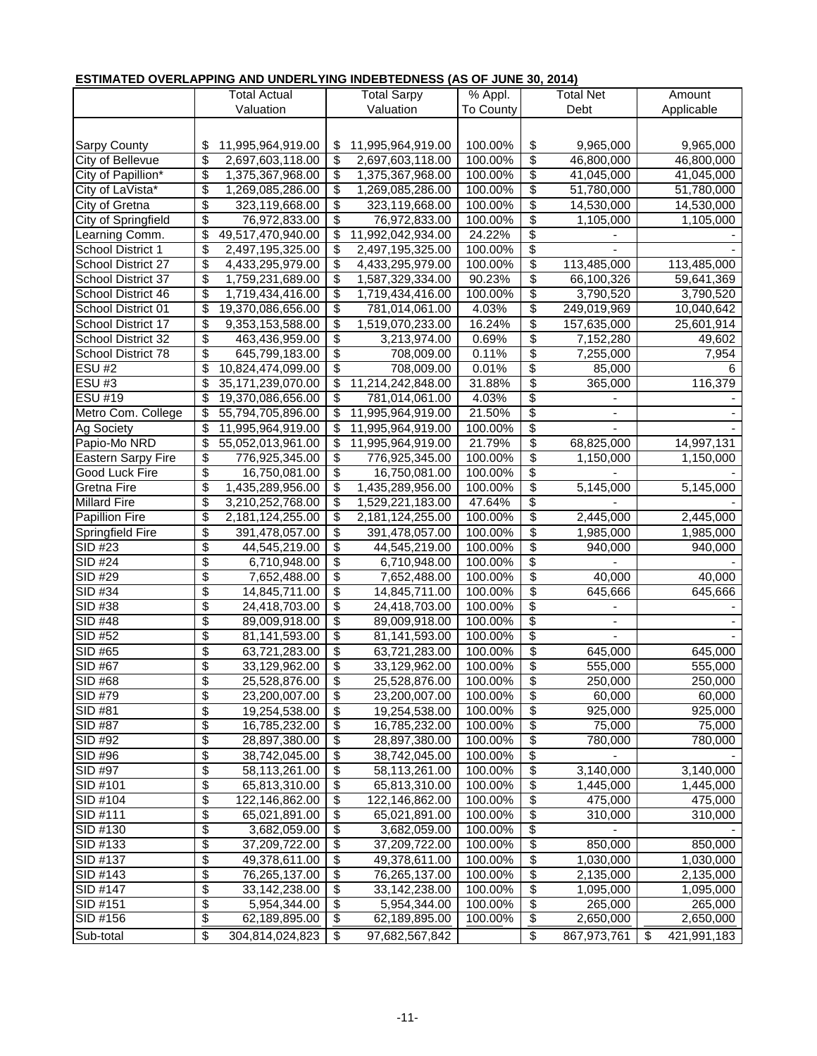**ESTIMATED OVERLAPPING AND UNDERLYING INDEBTEDNESS (AS OF JUNE 30, 2014)**

| | Total Actual Valuation | Total Sarpy Valuation | % Appl. To County | Total Net Debt | Amount Applicable |
|---|---|---|---|---|---|
| Sarpy County | $ 11,995,964,919.00 | $ 11,995,964,919.00 | 100.00% | $ 9,965,000 | 9,965,000 |
| City of Bellevue | $ 2,697,603,118.00 | $ 2,697,603,118.00 | 100.00% | $ 46,800,000 | 46,800,000 |
| City of Papillion* | $ 1,375,367,968.00 | $ 1,375,367,968.00 | 100.00% | $ 41,045,000 | 41,045,000 |
| City of LaVista* | $ 1,269,085,286.00 | $ 1,269,085,286.00 | 100.00% | $ 51,780,000 | 51,780,000 |
| City of Gretna | $ 323,119,668.00 | $ 323,119,668.00 | 100.00% | $ 14,530,000 | 14,530,000 |
| City of Springfield | $ 76,972,833.00 | $ 76,972,833.00 | 100.00% | $ 1,105,000 | 1,105,000 |
| Learning Comm. | $ 49,517,470,940.00 | $ 11,992,042,934.00 | 24.22% | $ - | - |
| School District 1 | $ 2,497,195,325.00 | $ 2,497,195,325.00 | 100.00% | $ - | - |
| School District 27 | $ 4,433,295,979.00 | $ 4,433,295,979.00 | 100.00% | $ 113,485,000 | 113,485,000 |
| School District 37 | $ 1,759,231,689.00 | $ 1,587,329,334.00 | 90.23% | $ 66,100,326 | 59,641,369 |
| School District 46 | $ 1,719,434,416.00 | $ 1,719,434,416.00 | 100.00% | $ 3,790,520 | 3,790,520 |
| School District 01 | $ 19,370,086,656.00 | $ 781,014,061.00 | 4.03% | $ 249,019,969 | 10,040,642 |
| School District 17 | $ 9,353,153,588.00 | $ 1,519,070,233.00 | 16.24% | $ 157,635,000 | 25,601,914 |
| School District 32 | $ 463,436,959.00 | $ 3,213,974.00 | 0.69% | $ 7,152,280 | 49,602 |
| School District 78 | $ 645,799,183.00 | $ 708,009.00 | 0.11% | $ 7,255,000 | 7,954 |
| ESU #2 | $ 10,824,474,099.00 | $ 708,009.00 | 0.01% | $ 85,000 | 6 |
| ESU #3 | $ 35,171,239,070.00 | $ 11,214,242,848.00 | 31.88% | $ 365,000 | 116,379 |
| ESU #19 | $ 19,370,086,656.00 | $ 781,014,061.00 | 4.03% | $ - | - |
| Metro Com. College | $ 55,794,705,896.00 | $ 11,995,964,919.00 | 21.50% | $ - | - |
| Ag Society | $ 11,995,964,919.00 | $ 11,995,964,919.00 | 100.00% | $ - | - |
| Papio-Mo NRD | $ 55,052,013,961.00 | $ 11,995,964,919.00 | 21.79% | $ 68,825,000 | 14,997,131 |
| Eastern Sarpy Fire | $ 776,925,345.00 | $ 776,925,345.00 | 100.00% | $ 1,150,000 | 1,150,000 |
| Good Luck Fire | $ 16,750,081.00 | $ 16,750,081.00 | 100.00% | $ - | - |
| Gretna Fire | $ 1,435,289,956.00 | $ 1,435,289,956.00 | 100.00% | $ 5,145,000 | 5,145,000 |
| Millard Fire | $ 3,210,252,768.00 | $ 1,529,221,183.00 | 47.64% | $ - | - |
| Papillion Fire | $ 2,181,124,255.00 | $ 2,181,124,255.00 | 100.00% | $ 2,445,000 | 2,445,000 |
| Springfield Fire | $ 391,478,057.00 | $ 391,478,057.00 | 100.00% | $ 1,985,000 | 1,985,000 |
| SID #23 | $ 44,545,219.00 | $ 44,545,219.00 | 100.00% | $ 940,000 | 940,000 |
| SID #24 | $ 6,710,948.00 | $ 6,710,948.00 | 100.00% | $ - | - |
| SID #29 | $ 7,652,488.00 | $ 7,652,488.00 | 100.00% | $ 40,000 | 40,000 |
| SID #34 | $ 14,845,711.00 | $ 14,845,711.00 | 100.00% | $ 645,666 | 645,666 |
| SID #38 | $ 24,418,703.00 | $ 24,418,703.00 | 100.00% | $ - | - |
| SID #48 | $ 89,009,918.00 | $ 89,009,918.00 | 100.00% | $ - | - |
| SID #52 | $ 81,141,593.00 | $ 81,141,593.00 | 100.00% | $ - | - |
| SID #65 | $ 63,721,283.00 | $ 63,721,283.00 | 100.00% | $ 645,000 | 645,000 |
| SID #67 | $ 33,129,962.00 | $ 33,129,962.00 | 100.00% | $ 555,000 | 555,000 |
| SID #68 | $ 25,528,876.00 | $ 25,528,876.00 | 100.00% | $ 250,000 | 250,000 |
| SID #79 | $ 23,200,007.00 | $ 23,200,007.00 | 100.00% | $ 60,000 | 60,000 |
| SID #81 | $ 19,254,538.00 | $ 19,254,538.00 | 100.00% | $ 925,000 | 925,000 |
| SID #87 | $ 16,785,232.00 | $ 16,785,232.00 | 100.00% | $ 75,000 | 75,000 |
| SID #92 | $ 28,897,380.00 | $ 28,897,380.00 | 100.00% | $ 780,000 | 780,000 |
| SID #96 | $ 38,742,045.00 | $ 38,742,045.00 | 100.00% | $ - | - |
| SID #97 | $ 58,113,261.00 | $ 58,113,261.00 | 100.00% | $ 3,140,000 | 3,140,000 |
| SID #101 | $ 65,813,310.00 | $ 65,813,310.00 | 100.00% | $ 1,445,000 | 1,445,000 |
| SID #104 | $ 122,146,862.00 | $ 122,146,862.00 | 100.00% | $ 475,000 | 475,000 |
| SID #111 | $ 65,021,891.00 | $ 65,021,891.00 | 100.00% | $ 310,000 | 310,000 |
| SID #130 | $ 3,682,059.00 | $ 3,682,059.00 | 100.00% | $ - | - |
| SID #133 | $ 37,209,722.00 | $ 37,209,722.00 | 100.00% | $ 850,000 | 850,000 |
| SID #137 | $ 49,378,611.00 | $ 49,378,611.00 | 100.00% | $ 1,030,000 | 1,030,000 |
| SID #143 | $ 76,265,137.00 | $ 76,265,137.00 | 100.00% | $ 2,135,000 | 2,135,000 |
| SID #147 | $ 33,142,238.00 | $ 33,142,238.00 | 100.00% | $ 1,095,000 | 1,095,000 |
| SID #151 | $ 5,954,344.00 | $ 5,954,344.00 | 100.00% | $ 265,000 | 265,000 |
| SID #156 | $ 62,189,895.00 | $ 62,189,895.00 | 100.00% | $ 2,650,000 | 2,650,000 |
| Sub-total | $ 304,814,024,823 | $ 97,682,567,842 | | $ 867,973,761 | $ 421,991,183 |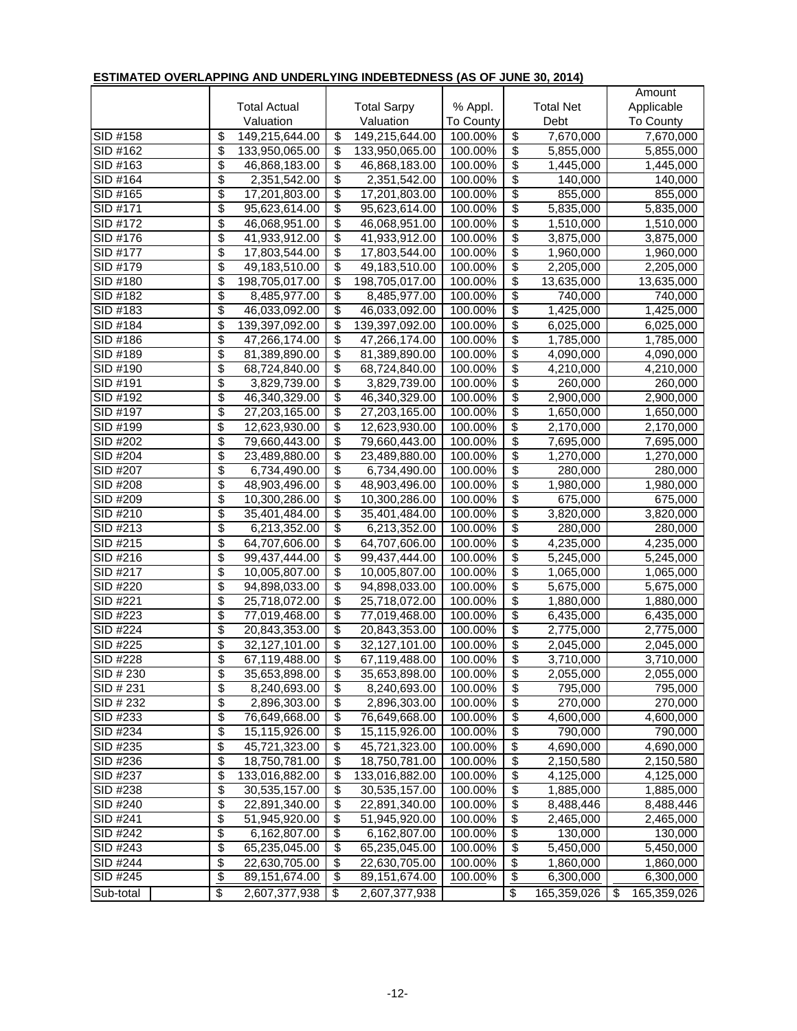**ESTIMATED OVERLAPPING AND UNDERLYING INDEBTEDNESS (AS OF JUNE 30, 2014)**

| | Total Actual Valuation | Total Sarpy Valuation | % Appl. To County | Total Net Debt | Amount Applicable To County |
|---|---|---|---|---|---|
| SID #158 | $ 149,215,644.00 | $ 149,215,644.00 | 100.00% | $ 7,670,000 | 7,670,000 |
| SID #162 | $ 133,950,065.00 | $ 133,950,065.00 | 100.00% | $ 5,855,000 | 5,855,000 |
| SID #163 | $ 46,868,183.00 | $ 46,868,183.00 | 100.00% | $ 1,445,000 | 1,445,000 |
| SID #164 | $ 2,351,542.00 | $ 2,351,542.00 | 100.00% | $ 140,000 | 140,000 |
| SID #165 | $ 17,201,803.00 | $ 17,201,803.00 | 100.00% | $ 855,000 | 855,000 |
| SID #171 | $ 95,623,614.00 | $ 95,623,614.00 | 100.00% | $ 5,835,000 | 5,835,000 |
| SID #172 | $ 46,068,951.00 | $ 46,068,951.00 | 100.00% | $ 1,510,000 | 1,510,000 |
| SID #176 | $ 41,933,912.00 | $ 41,933,912.00 | 100.00% | $ 3,875,000 | 3,875,000 |
| SID #177 | $ 17,803,544.00 | $ 17,803,544.00 | 100.00% | $ 1,960,000 | 1,960,000 |
| SID #179 | $ 49,183,510.00 | $ 49,183,510.00 | 100.00% | $ 2,205,000 | 2,205,000 |
| SID #180 | $ 198,705,017.00 | $ 198,705,017.00 | 100.00% | $ 13,635,000 | 13,635,000 |
| SID #182 | $ 8,485,977.00 | $ 8,485,977.00 | 100.00% | $ 740,000 | 740,000 |
| SID #183 | $ 46,033,092.00 | $ 46,033,092.00 | 100.00% | $ 1,425,000 | 1,425,000 |
| SID #184 | $ 139,397,092.00 | $ 139,397,092.00 | 100.00% | $ 6,025,000 | 6,025,000 |
| SID #186 | $ 47,266,174.00 | $ 47,266,174.00 | 100.00% | $ 1,785,000 | 1,785,000 |
| SID #189 | $ 81,389,890.00 | $ 81,389,890.00 | 100.00% | $ 4,090,000 | 4,090,000 |
| SID #190 | $ 68,724,840.00 | $ 68,724,840.00 | 100.00% | $ 4,210,000 | 4,210,000 |
| SID #191 | $ 3,829,739.00 | $ 3,829,739.00 | 100.00% | $ 260,000 | 260,000 |
| SID #192 | $ 46,340,329.00 | $ 46,340,329.00 | 100.00% | $ 2,900,000 | 2,900,000 |
| SID #197 | $ 27,203,165.00 | $ 27,203,165.00 | 100.00% | $ 1,650,000 | 1,650,000 |
| SID #199 | $ 12,623,930.00 | $ 12,623,930.00 | 100.00% | $ 2,170,000 | 2,170,000 |
| SID #202 | $ 79,660,443.00 | $ 79,660,443.00 | 100.00% | $ 7,695,000 | 7,695,000 |
| SID #204 | $ 23,489,880.00 | $ 23,489,880.00 | 100.00% | $ 1,270,000 | 1,270,000 |
| SID #207 | $ 6,734,490.00 | $ 6,734,490.00 | 100.00% | $ 280,000 | 280,000 |
| SID #208 | $ 48,903,496.00 | $ 48,903,496.00 | 100.00% | $ 1,980,000 | 1,980,000 |
| SID #209 | $ 10,300,286.00 | $ 10,300,286.00 | 100.00% | $ 675,000 | 675,000 |
| SID #210 | $ 35,401,484.00 | $ 35,401,484.00 | 100.00% | $ 3,820,000 | 3,820,000 |
| SID #213 | $ 6,213,352.00 | $ 6,213,352.00 | 100.00% | $ 280,000 | 280,000 |
| SID #215 | $ 64,707,606.00 | $ 64,707,606.00 | 100.00% | $ 4,235,000 | 4,235,000 |
| SID #216 | $ 99,437,444.00 | $ 99,437,444.00 | 100.00% | $ 5,245,000 | 5,245,000 |
| SID #217 | $ 10,005,807.00 | $ 10,005,807.00 | 100.00% | $ 1,065,000 | 1,065,000 |
| SID #220 | $ 94,898,033.00 | $ 94,898,033.00 | 100.00% | $ 5,675,000 | 5,675,000 |
| SID #221 | $ 25,718,072.00 | $ 25,718,072.00 | 100.00% | $ 1,880,000 | 1,880,000 |
| SID #223 | $ 77,019,468.00 | $ 77,019,468.00 | 100.00% | $ 6,435,000 | 6,435,000 |
| SID #224 | $ 20,843,353.00 | $ 20,843,353.00 | 100.00% | $ 2,775,000 | 2,775,000 |
| SID #225 | $ 32,127,101.00 | $ 32,127,101.00 | 100.00% | $ 2,045,000 | 2,045,000 |
| SID #228 | $ 67,119,488.00 | $ 67,119,488.00 | 100.00% | $ 3,710,000 | 3,710,000 |
| SID # 230 | $ 35,653,898.00 | $ 35,653,898.00 | 100.00% | $ 2,055,000 | 2,055,000 |
| SID # 231 | $ 8,240,693.00 | $ 8,240,693.00 | 100.00% | $ 795,000 | 795,000 |
| SID # 232 | $ 2,896,303.00 | $ 2,896,303.00 | 100.00% | $ 270,000 | 270,000 |
| SID #233 | $ 76,649,668.00 | $ 76,649,668.00 | 100.00% | $ 4,600,000 | 4,600,000 |
| SID #234 | $ 15,115,926.00 | $ 15,115,926.00 | 100.00% | $ 790,000 | 790,000 |
| SID #235 | $ 45,721,323.00 | $ 45,721,323.00 | 100.00% | $ 4,690,000 | 4,690,000 |
| SID #236 | $ 18,750,781.00 | $ 18,750,781.00 | 100.00% | $ 2,150,580 | 2,150,580 |
| SID #237 | $ 133,016,882.00 | $ 133,016,882.00 | 100.00% | $ 4,125,000 | 4,125,000 |
| SID #238 | $ 30,535,157.00 | $ 30,535,157.00 | 100.00% | $ 1,885,000 | 1,885,000 |
| SID #240 | $ 22,891,340.00 | $ 22,891,340.00 | 100.00% | $ 8,488,446 | 8,488,446 |
| SID #241 | $ 51,945,920.00 | $ 51,945,920.00 | 100.00% | $ 2,465,000 | 2,465,000 |
| SID #242 | $ 6,162,807.00 | $ 6,162,807.00 | 100.00% | $ 130,000 | 130,000 |
| SID #243 | $ 65,235,045.00 | $ 65,235,045.00 | 100.00% | $ 5,450,000 | 5,450,000 |
| SID #244 | $ 22,630,705.00 | $ 22,630,705.00 | 100.00% | $ 1,860,000 | 1,860,000 |
| SID #245 | $ 89,151,674.00 | $ 89,151,674.00 | 100.00% | $ 6,300,000 | 6,300,000 |
| Sub-total | $ 2,607,377,938 | $ 2,607,377,938 | | $ 165,359,026 | $ 165,359,026 |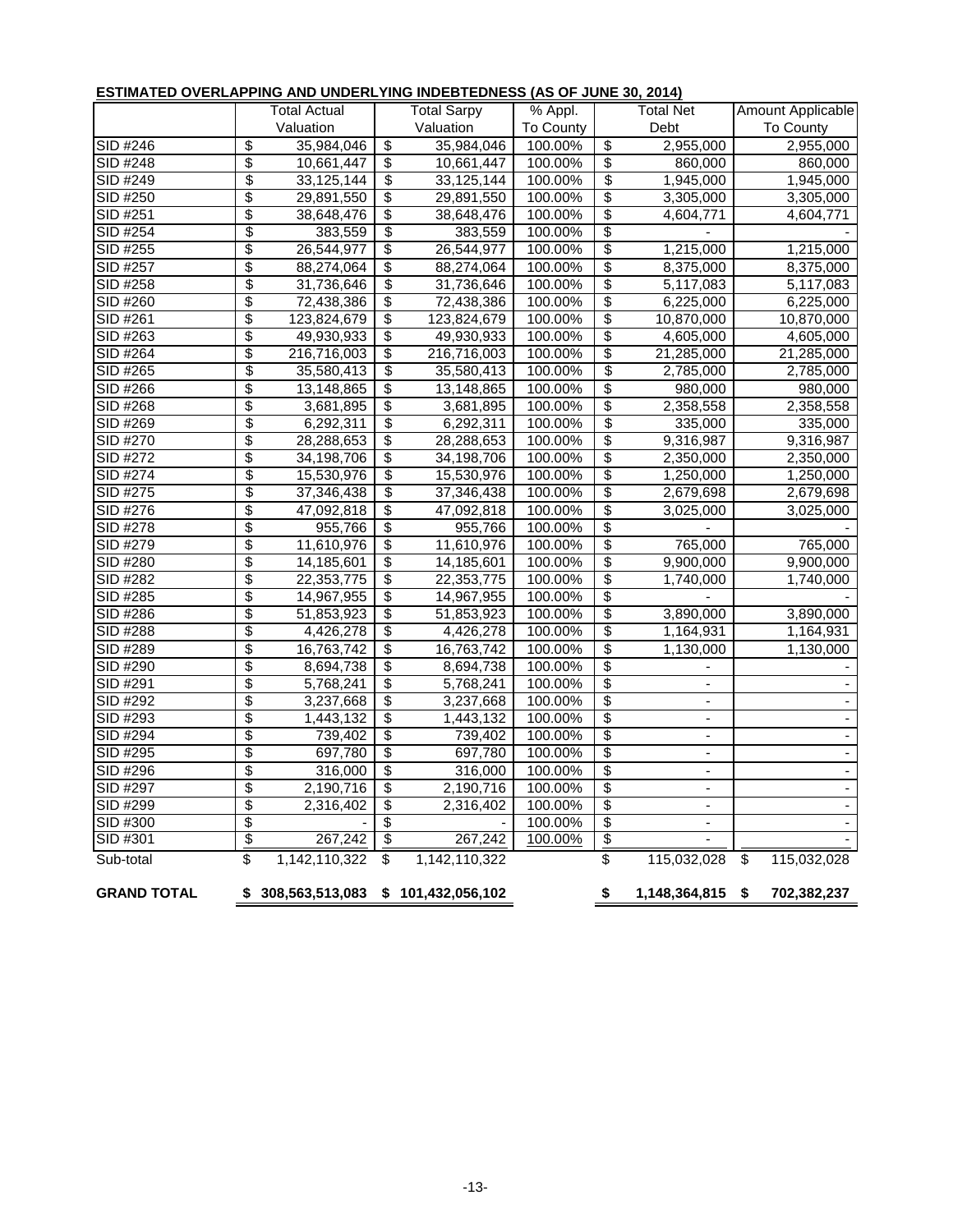**ESTIMATED OVERLAPPING AND UNDERLYING INDEBTEDNESS (AS OF JUNE 30, 2014)**

| | Total Actual Valuation | Total Sarpy Valuation | % Appl. To County | Total Net Debt | Amount Applicable To County |
|---|---|---|---|---|---|
| SID #246 | $ 35,984,046 | $ 35,984,046 | 100.00% | $ 2,955,000 | 2,955,000 |
| SID #248 | $ 10,661,447 | $ 10,661,447 | 100.00% | $ 860,000 | 860,000 |
| SID #249 | $ 33,125,144 | $ 33,125,144 | 100.00% | $ 1,945,000 | 1,945,000 |
| SID #250 | $ 29,891,550 | $ 29,891,550 | 100.00% | $ 3,305,000 | 3,305,000 |
| SID #251 | $ 38,648,476 | $ 38,648,476 | 100.00% | $ 4,604,771 | 4,604,771 |
| SID #254 | $ 383,559 | $ 383,559 | 100.00% | $ - | - |
| SID #255 | $ 26,544,977 | $ 26,544,977 | 100.00% | $ 1,215,000 | 1,215,000 |
| SID #257 | $ 88,274,064 | $ 88,274,064 | 100.00% | $ 8,375,000 | 8,375,000 |
| SID #258 | $ 31,736,646 | $ 31,736,646 | 100.00% | $ 5,117,083 | 5,117,083 |
| SID #260 | $ 72,438,386 | $ 72,438,386 | 100.00% | $ 6,225,000 | 6,225,000 |
| SID #261 | $ 123,824,679 | $ 123,824,679 | 100.00% | $ 10,870,000 | 10,870,000 |
| SID #263 | $ 49,930,933 | $ 49,930,933 | 100.00% | $ 4,605,000 | 4,605,000 |
| SID #264 | $ 216,716,003 | $ 216,716,003 | 100.00% | $ 21,285,000 | 21,285,000 |
| SID #265 | $ 35,580,413 | $ 35,580,413 | 100.00% | $ 2,785,000 | 2,785,000 |
| SID #266 | $ 13,148,865 | $ 13,148,865 | 100.00% | $ 980,000 | 980,000 |
| SID #268 | $ 3,681,895 | $ 3,681,895 | 100.00% | $ 2,358,558 | 2,358,558 |
| SID #269 | $ 6,292,311 | $ 6,292,311 | 100.00% | $ 335,000 | 335,000 |
| SID #270 | $ 28,288,653 | $ 28,288,653 | 100.00% | $ 9,316,987 | 9,316,987 |
| SID #272 | $ 34,198,706 | $ 34,198,706 | 100.00% | $ 2,350,000 | 2,350,000 |
| SID #274 | $ 15,530,976 | $ 15,530,976 | 100.00% | $ 1,250,000 | 1,250,000 |
| SID #275 | $ 37,346,438 | $ 37,346,438 | 100.00% | $ 2,679,698 | 2,679,698 |
| SID #276 | $ 47,092,818 | $ 47,092,818 | 100.00% | $ 3,025,000 | 3,025,000 |
| SID #278 | $ 955,766 | $ 955,766 | 100.00% | $ - | - |
| SID #279 | $ 11,610,976 | $ 11,610,976 | 100.00% | $ 765,000 | 765,000 |
| SID #280 | $ 14,185,601 | $ 14,185,601 | 100.00% | $ 9,900,000 | 9,900,000 |
| SID #282 | $ 22,353,775 | $ 22,353,775 | 100.00% | $ 1,740,000 | 1,740,000 |
| SID #285 | $ 14,967,955 | $ 14,967,955 | 100.00% | $ - | - |
| SID #286 | $ 51,853,923 | $ 51,853,923 | 100.00% | $ 3,890,000 | 3,890,000 |
| SID #288 | $ 4,426,278 | $ 4,426,278 | 100.00% | $ 1,164,931 | 1,164,931 |
| SID #289 | $ 16,763,742 | $ 16,763,742 | 100.00% | $ 1,130,000 | 1,130,000 |
| SID #290 | $ 8,694,738 | $ 8,694,738 | 100.00% | $ - | - |
| SID #291 | $ 5,768,241 | $ 5,768,241 | 100.00% | $ - | - |
| SID #292 | $ 3,237,668 | $ 3,237,668 | 100.00% | $ - | - |
| SID #293 | $ 1,443,132 | $ 1,443,132 | 100.00% | $ - | - |
| SID #294 | $ 739,402 | $ 739,402 | 100.00% | $ - | - |
| SID #295 | $ 697,780 | $ 697,780 | 100.00% | $ - | - |
| SID #296 | $ 316,000 | $ 316,000 | 100.00% | $ - | - |
| SID #297 | $ 2,190,716 | $ 2,190,716 | 100.00% | $ - | - |
| SID #299 | $ 2,316,402 | $ 2,316,402 | 100.00% | $ - | - |
| SID #300 | $ - | $ - | 100.00% | $ - | - |
| SID #301 | $ 267,242 | $ 267,242 | 100.00% | $ - | - |
| Sub-total | $ 1,142,110,322 | $ 1,142,110,322 | | $ 115,032,028 | $ 115,032,028 |
| **GRAND TOTAL** | **$ 308,563,513,083** | **$ 101,432,056,102** | | **$ 1,148,364,815** | **$ 702,382,237** |